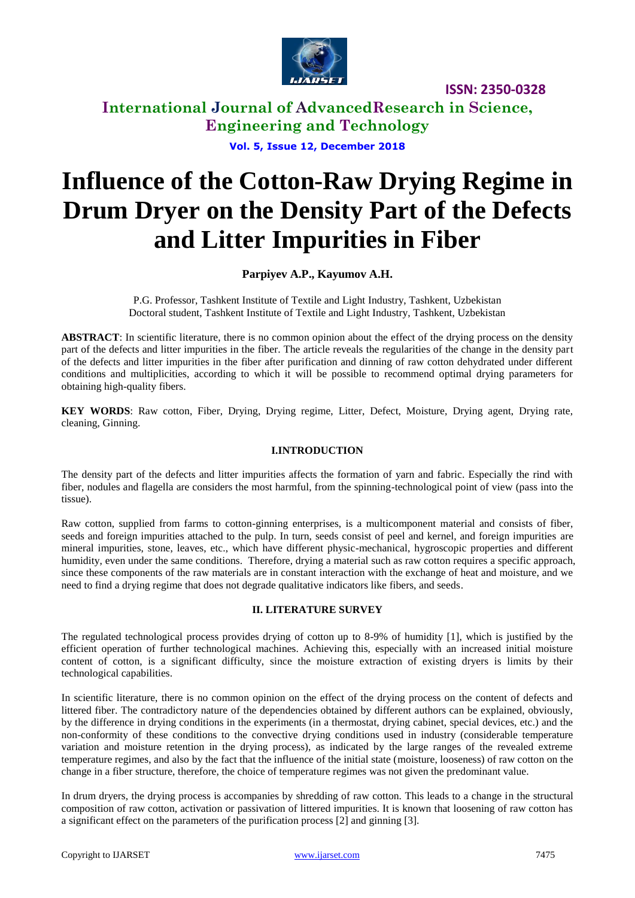# Influence of the Cotton-Raw Drying Regime in Drum Dryer on the Density Part of the Defects and Litter Impurities in Fiber

**Parpiyev A.P., Kayumov A.H.**

P.G. Professor, Tashkent Institute of Textile and Light Industry, Tashkent, Uzbekistan
Doctoral student, Tashkent Institute of Textile and Light Industry, Tashkent, Uzbekistan

**ABSTRACT**: In scientific literature, there is no common opinion about the effect of the drying process on the density part of the defects and litter impurities in the fiber. The article reveals the regularities of the change in the density part of the defects and litter impurities in the fiber after purification and dinning of raw cotton dehydrated under different conditions and multiplicities, according to which it will be possible to recommend optimal drying parameters for obtaining high-quality fibers.

**KEY WORDS**: Raw cotton, Fiber, Drying, Drying regime, Litter, Defect, Moisture, Drying agent, Drying rate, cleaning, Ginning.

## I.INTRODUCTION

The density part of the defects and litter impurities affects the formation of yarn and fabric. Especially the rind with fiber, nodules and flagella are considers the most harmful, from the spinning-technological point of view (pass into the tissue).

Raw cotton, supplied from farms to cotton-ginning enterprises, is a multicomponent material and consists of fiber, seeds and foreign impurities attached to the pulp. In turn, seeds consist of peel and kernel, and foreign impurities are mineral impurities, stone, leaves, etc., which have different physic-mechanical, hygroscopic properties and different humidity, even under the same conditions. Therefore, drying a material such as raw cotton requires a specific approach, since these components of the raw materials are in constant interaction with the exchange of heat and moisture, and we need to find a drying regime that does not degrade qualitative indicators like fibers, and seeds.

## II. LITERATURE SURVEY

The regulated technological process provides drying of cotton up to 8-9% of humidity [1], which is justified by the efficient operation of further technological machines. Achieving this, especially with an increased initial moisture content of cotton, is a significant difficulty, since the moisture extraction of existing dryers is limits by their technological capabilities.

In scientific literature, there is no common opinion on the effect of the drying process on the content of defects and littered fiber. The contradictory nature of the dependencies obtained by different authors can be explained, obviously, by the difference in drying conditions in the experiments (in a thermostat, drying cabinet, special devices, etc.) and the non-conformity of these conditions to the convective drying conditions used in industry (considerable temperature variation and moisture retention in the drying process), as indicated by the large ranges of the revealed extreme temperature regimes, and also by the fact that the influence of the initial state (moisture, looseness) of raw cotton on the change in a fiber structure, therefore, the choice of temperature regimes was not given the predominant value.

In drum dryers, the drying process is accompanies by shredding of raw cotton. This leads to a change in the structural composition of raw cotton, activation or passivation of littered impurities. It is known that loosening of raw cotton has a significant effect on the parameters of the purification process [2] and ginning [3].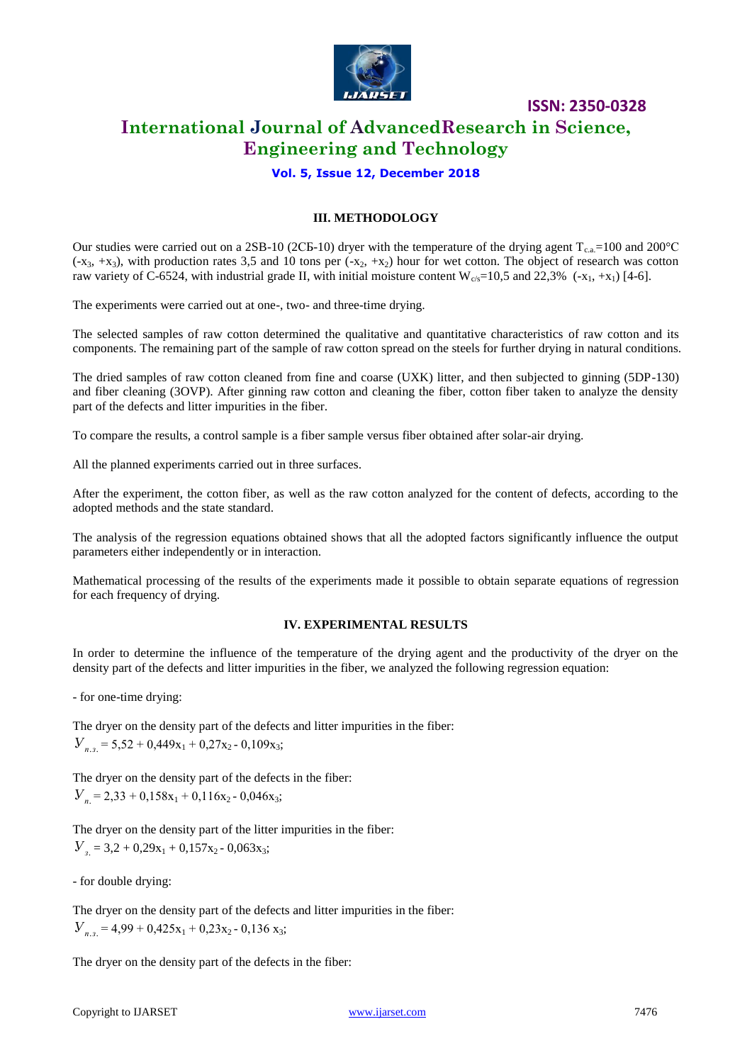## III. METHODOLOGY

Our studies were carried out on a 2SB-10 (2СБ-10) dryer with the temperature of the drying agent $T_{c.a.}$=100 and 200°C ($-x_3$, $+x_3$), with production rates 3,5 and 10 tons per ($-x_2$, $+x_2$) hour for wet cotton. The object of research was cotton raw variety of C-6524, with industrial grade II, with initial moisture content $W_{c/s}$=10,5 and 22,3% ($-x_1$, $+x_1$) [4-6].

The experiments were carried out at one-, two- and three-time drying.

The selected samples of raw cotton determined the qualitative and quantitative characteristics of raw cotton and its components. The remaining part of the sample of raw cotton spread on the steels for further drying in natural conditions.

The dried samples of raw cotton cleaned from fine and coarse (UXK) litter, and then subjected to ginning (5DP-130) and fiber cleaning (3OVP). After ginning raw cotton and cleaning the fiber, cotton fiber taken to analyze the density part of the defects and litter impurities in the fiber.

To compare the results, a control sample is a fiber sample versus fiber obtained after solar-air drying.

All the planned experiments carried out in three surfaces.

After the experiment, the cotton fiber, as well as the raw cotton analyzed for the content of defects, according to the adopted methods and the state standard.

The analysis of the regression equations obtained shows that all the adopted factors significantly influence the output parameters either independently or in interaction.

Mathematical processing of the results of the experiments made it possible to obtain separate equations of regression for each frequency of drying.

## IV. EXPERIMENTAL RESULTS

In order to determine the influence of the temperature of the drying agent and the productivity of the dryer on the density part of the defects and litter impurities in the fiber, we analyzed the following regression equation:

- for one-time drying:

The dryer on the density part of the defects and litter impurities in the fiber:
$Y_{n.з.} = 5{,}52 + 0{,}449x_1 + 0{,}27x_2 - 0{,}109x_3$;

The dryer on the density part of the defects in the fiber:
$Y_{n.} = 2{,}33 + 0{,}158x_1 + 0{,}116x_2 - 0{,}046x_3$;

The dryer on the density part of the litter impurities in the fiber:
$Y_{з.} = 3{,}2 + 0{,}29x_1 + 0{,}157x_2 - 0{,}063x_3$;

- for double drying:

The dryer on the density part of the defects and litter impurities in the fiber:
$Y_{n.з.} = 4{,}99 + 0{,}425x_1 + 0{,}23x_2 - 0{,}136\ x_3$;

The dryer on the density part of the defects in the fiber: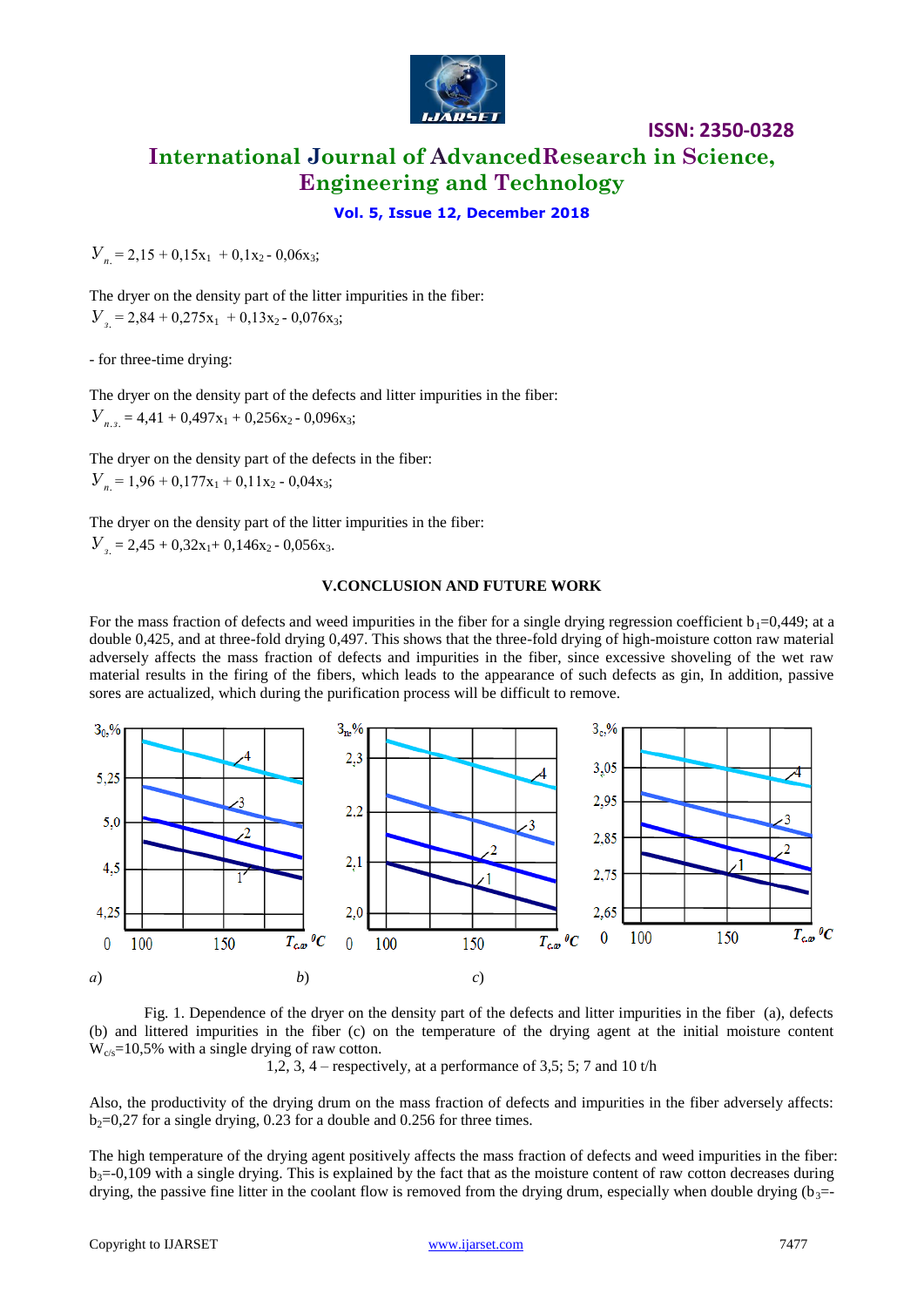$y_{n.} = 2{,}15 + 0{,}15x_1 + 0{,}1x_2 - 0{,}06x_3$;

The dryer on the density part of the litter impurities in the fiber:
$y_{з.} = 2{,}84 + 0{,}275x_1 + 0{,}13x_2 - 0{,}076x_3$;

- for three-time drying:

The dryer on the density part of the defects and litter impurities in the fiber:
$y_{n.з.} = 4{,}41 + 0{,}497x_1 + 0{,}256x_2 - 0{,}096x_3$;

The dryer on the density part of the defects in the fiber:
$y_{n.} = 1{,}96 + 0{,}177x_1 + 0{,}11x_2 - 0{,}04x_3$;

The dryer on the density part of the litter impurities in the fiber:
$y_{з.} = 2{,}45 + 0{,}32x_1 + 0{,}146x_2 - 0{,}056x_3$.

## V. CONCLUSION AND FUTURE WORK

For the mass fraction of defects and weed impurities in the fiber for a single drying regression coefficient $b_1$=0,449; at a double 0,425, and at three-fold drying 0,497. This shows that the three-fold drying of high-moisture cotton raw material adversely affects the mass fraction of defects and impurities in the fiber, since excessive shoveling of the wet raw material results in the firing of the fibers, which leads to the appearance of such defects as gin, In addition, passive sores are actualized, which during the purification process will be difficult to remove.

Fig. 1. Dependence of the dryer on the density part of the defects and litter impurities in the fiber (a), defects (b) and littered impurities in the fiber (c) on the temperature of the drying agent at the initial moisture content $W_{c/s}$=10,5% with a single drying of raw cotton.
1,2, 3, 4 – respectively, at a performance of 3,5; 5; 7 and 10 t/h

Also, the productivity of the drying drum on the mass fraction of defects and impurities in the fiber adversely affects: $b_2$=0,27 for a single drying, 0.23 for a double and 0.256 for three times.

The high temperature of the drying agent positively affects the mass fraction of defects and weed impurities in the fiber: $b_3$=-0,109 with a single drying. This is explained by the fact that as the moisture content of raw cotton decreases during drying, the passive fine litter in the coolant flow is removed from the drying drum, especially when double drying ($b_3$=-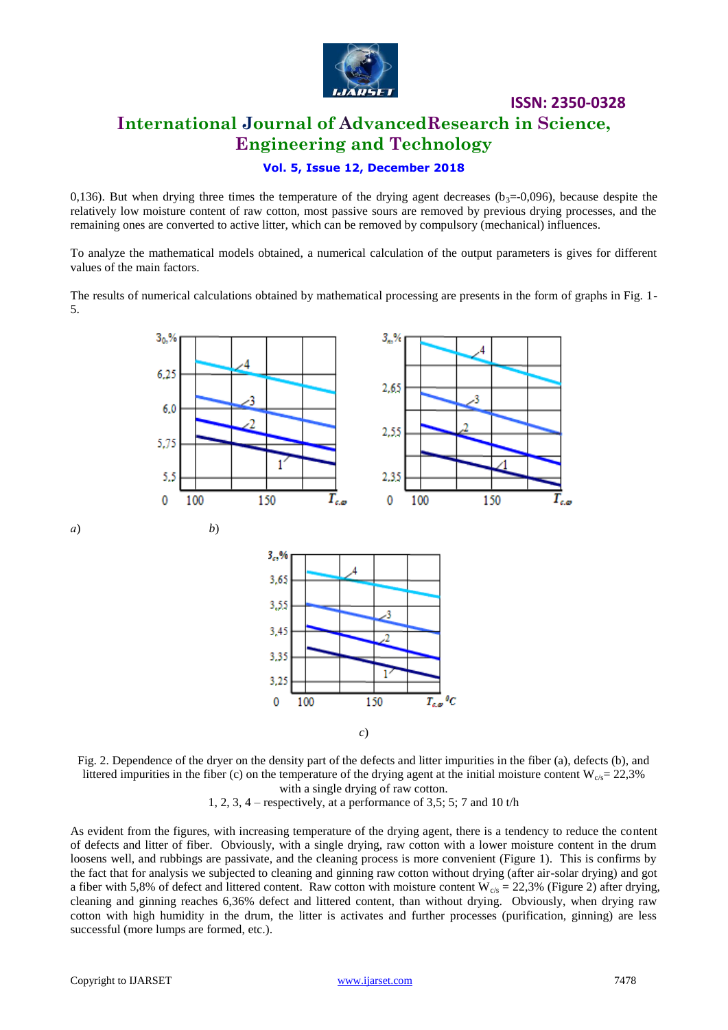0,136). But when drying three times the temperature of the drying agent decreases ($b_3$=-0,096), because despite the relatively low moisture content of raw cotton, most passive sours are removed by previous drying processes, and the remaining ones are converted to active litter, which can be removed by compulsory (mechanical) influences.

To analyze the mathematical models obtained, a numerical calculation of the output parameters is gives for different values of the main factors.

The results of numerical calculations obtained by mathematical processing are presents in the form of graphs in Fig. 1-5.

*a*) *b*)

*c*)

Fig. 2. Dependence of the dryer on the density part of the defects and litter impurities in the fiber (a), defects (b), and littered impurities in the fiber (c) on the temperature of the drying agent at the initial moisture content $W_{c/s}$= 22,3% with a single drying of raw cotton.

1, 2, 3, 4 – respectively, at a performance of 3,5; 5; 7 and 10 t/h

As evident from the figures, with increasing temperature of the drying agent, there is a tendency to reduce the content of defects and litter of fiber. Obviously, with a single drying, raw cotton with a lower moisture content in the drum loosens well, and rubbings are passivate, and the cleaning process is more convenient (Figure 1). This is confirms by the fact that for analysis we subjected to cleaning and ginning raw cotton without drying (after air-solar drying) and got a fiber with 5,8% of defect and littered content. Raw cotton with moisture content $W_{c/s}$ = 22,3% (Figure 2) after drying, cleaning and ginning reaches 6,36% defect and littered content, than without drying. Obviously, when drying raw cotton with high humidity in the drum, the litter is activates and further processes (purification, ginning) are less successful (more lumps are formed, etc.).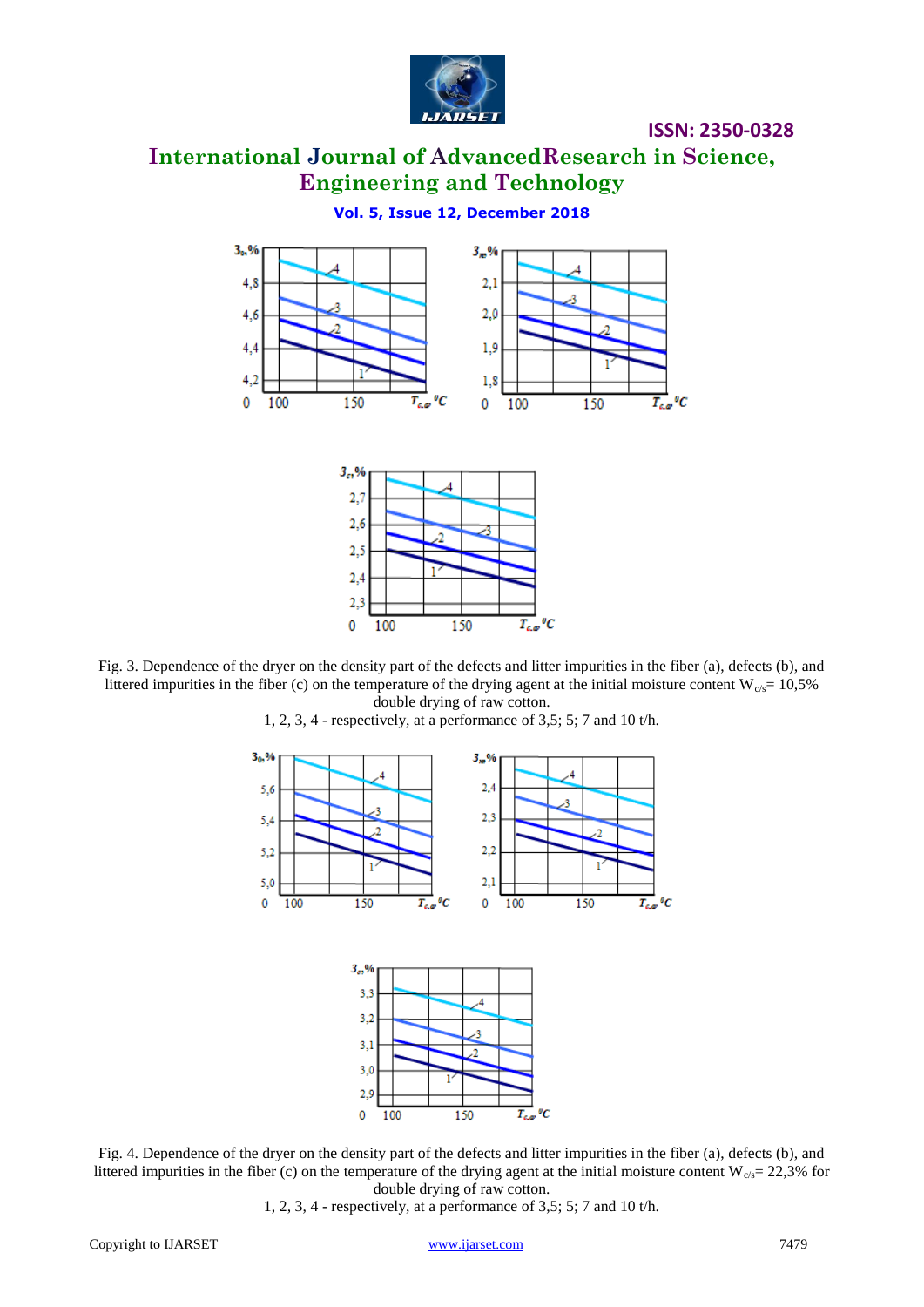Fig. 3. Dependence of the dryer on the density part of the defects and litter impurities in the fiber (a), defects (b), and littered impurities in the fiber (c) on the temperature of the drying agent at the initial moisture content $W_{c/s}$= 10,5% double drying of raw cotton.

1, 2, 3, 4 - respectively, at a performance of 3,5; 5; 7 and 10 t/h.

Fig. 4. Dependence of the dryer on the density part of the defects and litter impurities in the fiber (a), defects (b), and littered impurities in the fiber (c) on the temperature of the drying agent at the initial moisture content $W_{c/s}$= 22,3% for double drying of raw cotton.

1, 2, 3, 4 - respectively, at a performance of 3,5; 5; 7 and 10 t/h.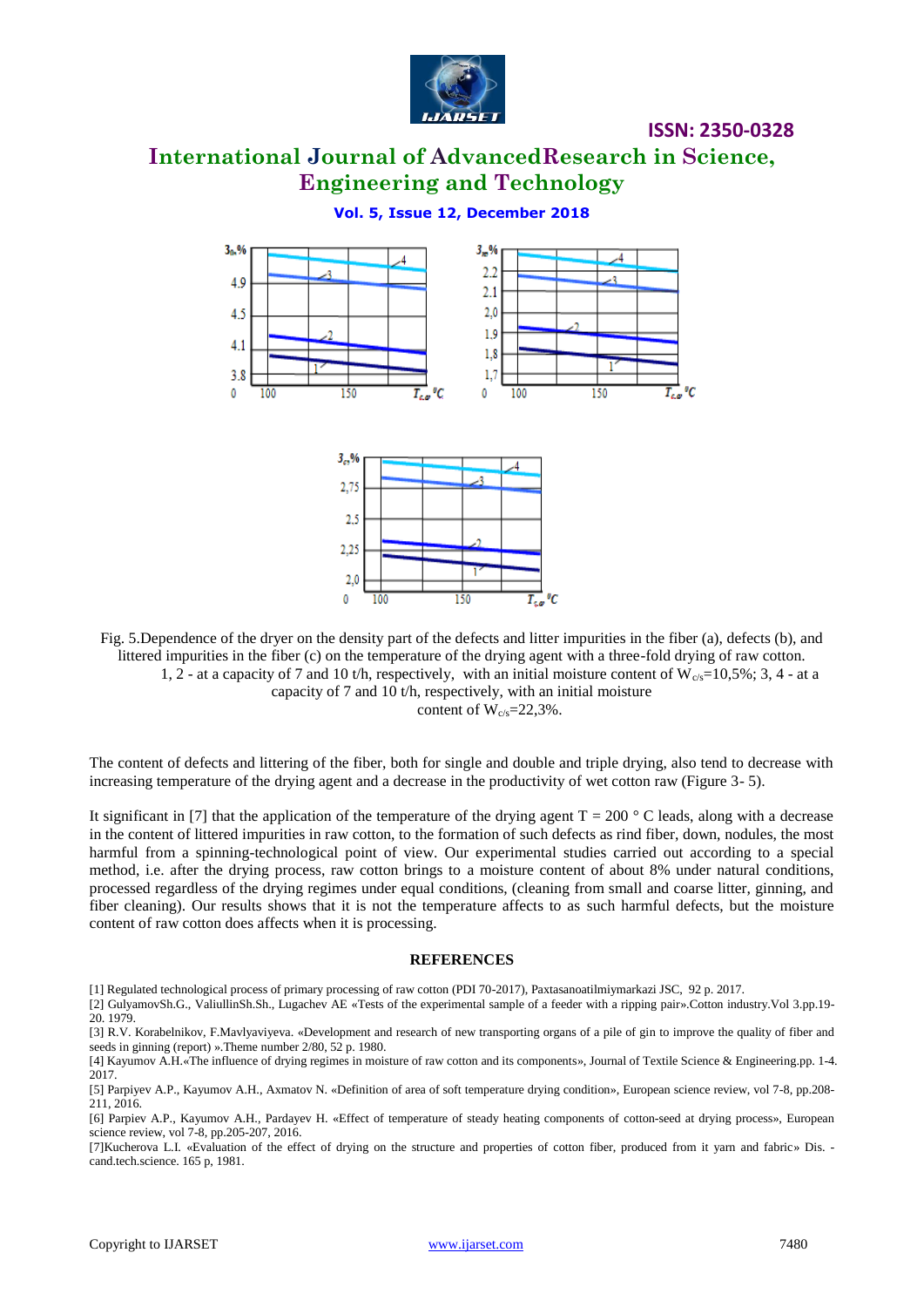З$_{н}$,%

4.9

4.5

4.1

3.8

0 100 150 $T_{c.a}$ °C

З$_{п}$,%

2.2

2.1

2,0

1,9

1,8

1,7

0 100 150 $T_{c.a}$ °C

З$_{с}$,%

2,75

2.5

2,25

2,0

0 100 150 $T_{c.a}$ °C

Fig. 5.Dependence of the dryer on the density part of the defects and litter impurities in the fiber (a), defects (b), and littered impurities in the fiber (c) on the temperature of the drying agent with a three-fold drying of raw cotton. 1, 2 - at a capacity of 7 and 10 t/h, respectively, with an initial moisture content of $W_{c/s}$=10,5%; 3, 4 - at a capacity of 7 and 10 t/h, respectively, with an initial moisture content of $W_{c/s}$=22,3%.

The content of defects and littering of the fiber, both for single and double and triple drying, also tend to decrease with increasing temperature of the drying agent and a decrease in the productivity of wet cotton raw (Figure 3- 5).

It significant in [7] that the application of the temperature of the drying agent T = 200 ° C leads, along with a decrease in the content of littered impurities in raw cotton, to the formation of such defects as rind fiber, down, nodules, the most harmful from a spinning-technological point of view. Our experimental studies carried out according to a special method, i.e. after the drying process, raw cotton brings to a moisture content of about 8% under natural conditions, processed regardless of the drying regimes under equal conditions, (cleaning from small and coarse litter, ginning, and fiber cleaning). Our results shows that it is not the temperature affects to as such harmful defects, but the moisture content of raw cotton does affects when it is processing.

## REFERENCES

[1] Regulated technological process of primary processing of raw cotton (PDI 70-2017), Paxtasanoatilmiymarkazi JSC, 92 p. 2017.

[2] GulyamovSh.G., ValiullinSh.Sh., Lugachev AE «Tests of the experimental sample of a feeder with a ripping pair».Cotton industry.Vol 3.pp.19-20. 1979.

[3] R.V. Korabelnikov, F.Mavlyaviyeva. «Development and research of new transporting organs of a pile of gin to improve the quality of fiber and seeds in ginning (report) ».Theme number 2/80, 52 p. 1980.

[4] Kayumov A.H.«The influence of drying regimes in moisture of raw cotton and its components», Journal of Textile Science & Engineering.pp. 1-4. 2017.

[5] Parpiyev A.P., Kayumov A.H., Axmatov N. «Definition of area of soft temperature drying condition», European science review, vol 7-8, pp.208-211, 2016.

[6] Parpiev A.P., Kayumov A.H., Pardayev H. «Effect of temperature of steady heating components of cotton-seed at drying process», European science review, vol 7-8, pp.205-207, 2016.

[7]Kucherova L.I. «Evaluation of the effect of drying on the structure and properties of cotton fiber, produced from it yarn and fabric» Dis. - cand.tech.science. 165 p, 1981.